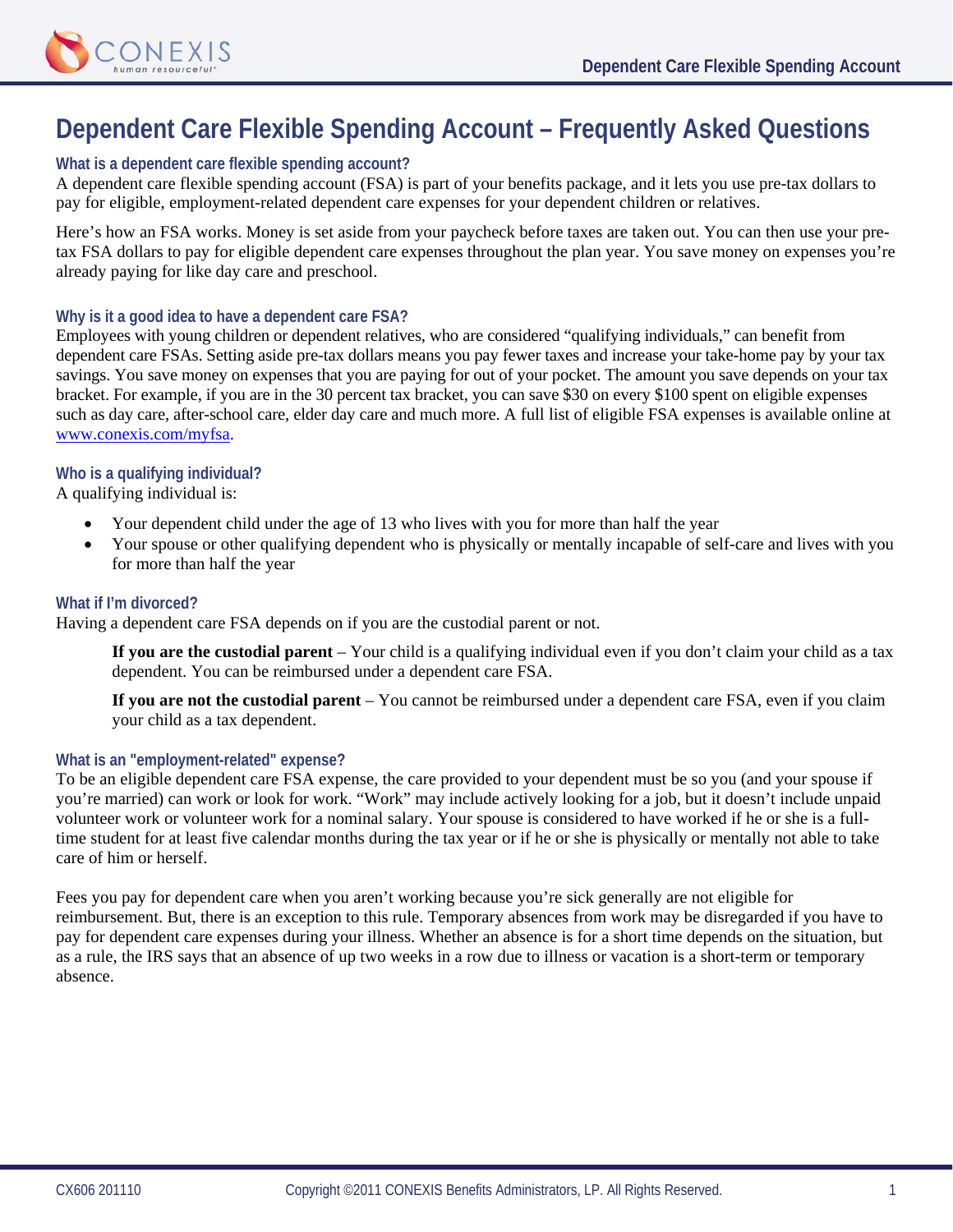# Dependent Care Flexible Spending Account – Frequently Asked Questions

### What is a dependent care flexible spending account?

A dependent care flexible spending account (FSA) is part of your benefits package, and it lets you use pre-tax dollars to pay for eligible, employment-related dependent care expenses for your dependent children or relatives.

Here's how an FSA works. Money is set aside from your paycheck before taxes are taken out. You can then use your pre-tax FSA dollars to pay for eligible dependent care expenses throughout the plan year. You save money on expenses you're already paying for like day care and preschool.

### Why is it a good idea to have a dependent care FSA?

Employees with young children or dependent relatives, who are considered "qualifying individuals," can benefit from dependent care FSAs. Setting aside pre-tax dollars means you pay fewer taxes and increase your take-home pay by your tax savings. You save money on expenses that you are paying for out of your pocket. The amount you save depends on your tax bracket. For example, if you are in the 30 percent tax bracket, you can save $30 on every $100 spent on eligible expenses such as day care, after-school care, elder day care and much more. A full list of eligible FSA expenses is available online at [www.conexis.com/myfsa](www.conexis.com/myfsa).

### Who is a qualifying individual?

A qualifying individual is:

- Your dependent child under the age of 13 who lives with you for more than half the year
- Your spouse or other qualifying dependent who is physically or mentally incapable of self-care and lives with you for more than half the year

### What if I'm divorced?

Having a dependent care FSA depends on if you are the custodial parent or not.

> **If you are the custodial parent** – Your child is a qualifying individual even if you don't claim your child as a tax dependent. You can be reimbursed under a dependent care FSA.
>
> **If you are not the custodial parent** – You cannot be reimbursed under a dependent care FSA, even if you claim your child as a tax dependent.

### What is an "employment-related" expense?

To be an eligible dependent care FSA expense, the care provided to your dependent must be so you (and your spouse if you're married) can work or look for work. "Work" may include actively looking for a job, but it doesn't include unpaid volunteer work or volunteer work for a nominal salary. Your spouse is considered to have worked if he or she is a full-time student for at least five calendar months during the tax year or if he or she is physically or mentally not able to take care of him or herself.

Fees you pay for dependent care when you aren't working because you're sick generally are not eligible for reimbursement. But, there is an exception to this rule. Temporary absences from work may be disregarded if you have to pay for dependent care expenses during your illness. Whether an absence is for a short time depends on the situation, but as a rule, the IRS says that an absence of up two weeks in a row due to illness or vacation is a short-term or temporary absence.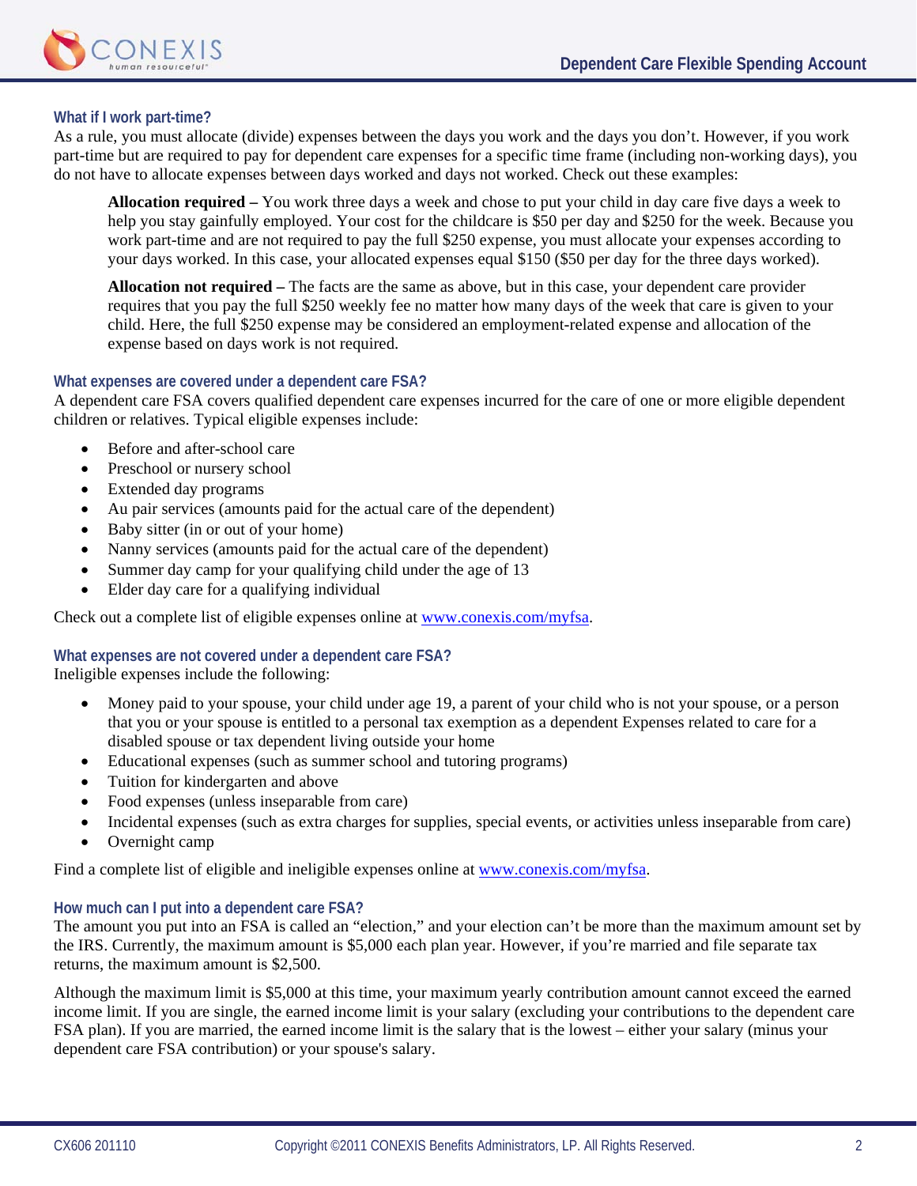### What if I work part-time?

As a rule, you must allocate (divide) expenses between the days you work and the days you don't. However, if you work part-time but are required to pay for dependent care expenses for a specific time frame (including non-working days), you do not have to allocate expenses between days worked and days not worked. Check out these examples:

> **Allocation required –** You work three days a week and chose to put your child in day care five days a week to help you stay gainfully employed. Your cost for the childcare is $50 per day and $250 for the week. Because you work part-time and are not required to pay the full $250 expense, you must allocate your expenses according to your days worked. In this case, your allocated expenses equal $150 ($50 per day for the three days worked).
>
> **Allocation not required –** The facts are the same as above, but in this case, your dependent care provider requires that you pay the full $250 weekly fee no matter how many days of the week that care is given to your child. Here, the full $250 expense may be considered an employment-related expense and allocation of the expense based on days work is not required.

### What expenses are covered under a dependent care FSA?

A dependent care FSA covers qualified dependent care expenses incurred for the care of one or more eligible dependent children or relatives. Typical eligible expenses include:

- Before and after-school care
- Preschool or nursery school
- Extended day programs
- Au pair services (amounts paid for the actual care of the dependent)
- Baby sitter (in or out of your home)
- Nanny services (amounts paid for the actual care of the dependent)
- Summer day camp for your qualifying child under the age of 13
- Elder day care for a qualifying individual

Check out a complete list of eligible expenses online at [www.conexis.com/myfsa](http://www.conexis.com/myfsa).

### What expenses are not covered under a dependent care FSA?

Ineligible expenses include the following:

- Money paid to your spouse, your child under age 19, a parent of your child who is not your spouse, or a person that you or your spouse is entitled to a personal tax exemption as a dependent Expenses related to care for a disabled spouse or tax dependent living outside your home
- Educational expenses (such as summer school and tutoring programs)
- Tuition for kindergarten and above
- Food expenses (unless inseparable from care)
- Incidental expenses (such as extra charges for supplies, special events, or activities unless inseparable from care)
- Overnight camp

Find a complete list of eligible and ineligible expenses online at [www.conexis.com/myfsa](http://www.conexis.com/myfsa).

### How much can I put into a dependent care FSA?

The amount you put into an FSA is called an "election," and your election can't be more than the maximum amount set by the IRS. Currently, the maximum amount is $5,000 each plan year. However, if you're married and file separate tax returns, the maximum amount is $2,500.

Although the maximum limit is $5,000 at this time, your maximum yearly contribution amount cannot exceed the earned income limit. If you are single, the earned income limit is your salary (excluding your contributions to the dependent care FSA plan). If you are married, the earned income limit is the salary that is the lowest – either your salary (minus your dependent care FSA contribution) or your spouse's salary.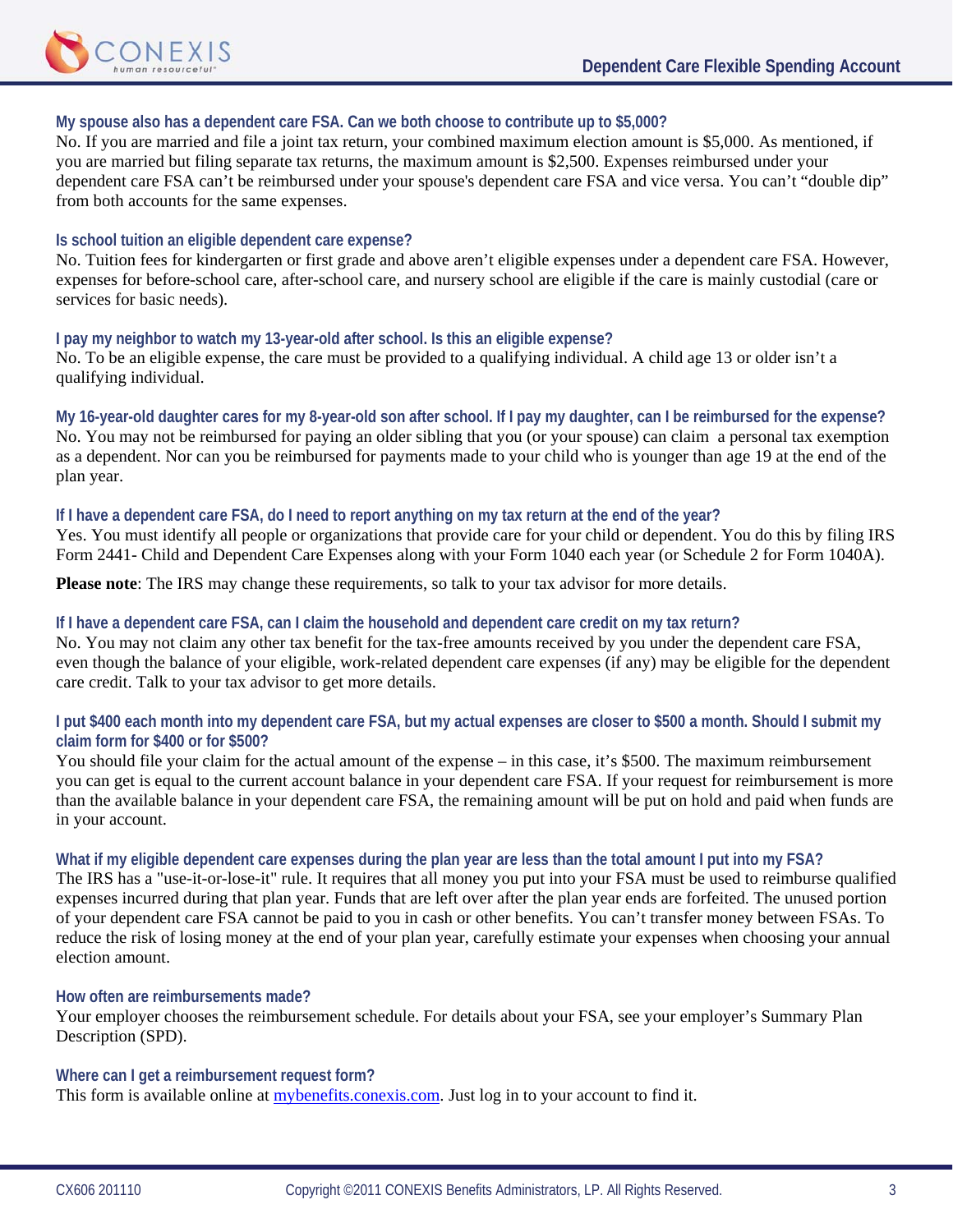### My spouse also has a dependent care FSA. Can we both choose to contribute up to $5,000?

No. If you are married and file a joint tax return, your combined maximum election amount is $5,000. As mentioned, if you are married but filing separate tax returns, the maximum amount is $2,500. Expenses reimbursed under your dependent care FSA can't be reimbursed under your spouse's dependent care FSA and vice versa. You can't "double dip" from both accounts for the same expenses.

### Is school tuition an eligible dependent care expense?

No. Tuition fees for kindergarten or first grade and above aren't eligible expenses under a dependent care FSA. However, expenses for before-school care, after-school care, and nursery school are eligible if the care is mainly custodial (care or services for basic needs).

### I pay my neighbor to watch my 13-year-old after school. Is this an eligible expense?

No. To be an eligible expense, the care must be provided to a qualifying individual. A child age 13 or older isn't a qualifying individual.

### My 16-year-old daughter cares for my 8-year-old son after school. If I pay my daughter, can I be reimbursed for the expense?

No. You may not be reimbursed for paying an older sibling that you (or your spouse) can claim a personal tax exemption as a dependent. Nor can you be reimbursed for payments made to your child who is younger than age 19 at the end of the plan year.

### If I have a dependent care FSA, do I need to report anything on my tax return at the end of the year?

Yes. You must identify all people or organizations that provide care for your child or dependent. You do this by filing IRS Form 2441- Child and Dependent Care Expenses along with your Form 1040 each year (or Schedule 2 for Form 1040A).

**Please note**: The IRS may change these requirements, so talk to your tax advisor for more details.

### If I have a dependent care FSA, can I claim the household and dependent care credit on my tax return?

No. You may not claim any other tax benefit for the tax-free amounts received by you under the dependent care FSA, even though the balance of your eligible, work-related dependent care expenses (if any) may be eligible for the dependent care credit. Talk to your tax advisor to get more details.

### I put $400 each month into my dependent care FSA, but my actual expenses are closer to $500 a month. Should I submit my claim form for $400 or for $500?

You should file your claim for the actual amount of the expense – in this case, it's $500. The maximum reimbursement you can get is equal to the current account balance in your dependent care FSA. If your request for reimbursement is more than the available balance in your dependent care FSA, the remaining amount will be put on hold and paid when funds are in your account.

### What if my eligible dependent care expenses during the plan year are less than the total amount I put into my FSA?

The IRS has a "use-it-or-lose-it" rule. It requires that all money you put into your FSA must be used to reimburse qualified expenses incurred during that plan year. Funds that are left over after the plan year ends are forfeited. The unused portion of your dependent care FSA cannot be paid to you in cash or other benefits. You can't transfer money between FSAs. To reduce the risk of losing money at the end of your plan year, carefully estimate your expenses when choosing your annual election amount.

### How often are reimbursements made?

Your employer chooses the reimbursement schedule. For details about your FSA, see your employer's Summary Plan Description (SPD).

### Where can I get a reimbursement request form?

This form is available online at [mybenefits.conexis.com](mybenefits.conexis.com). Just log in to your account to find it.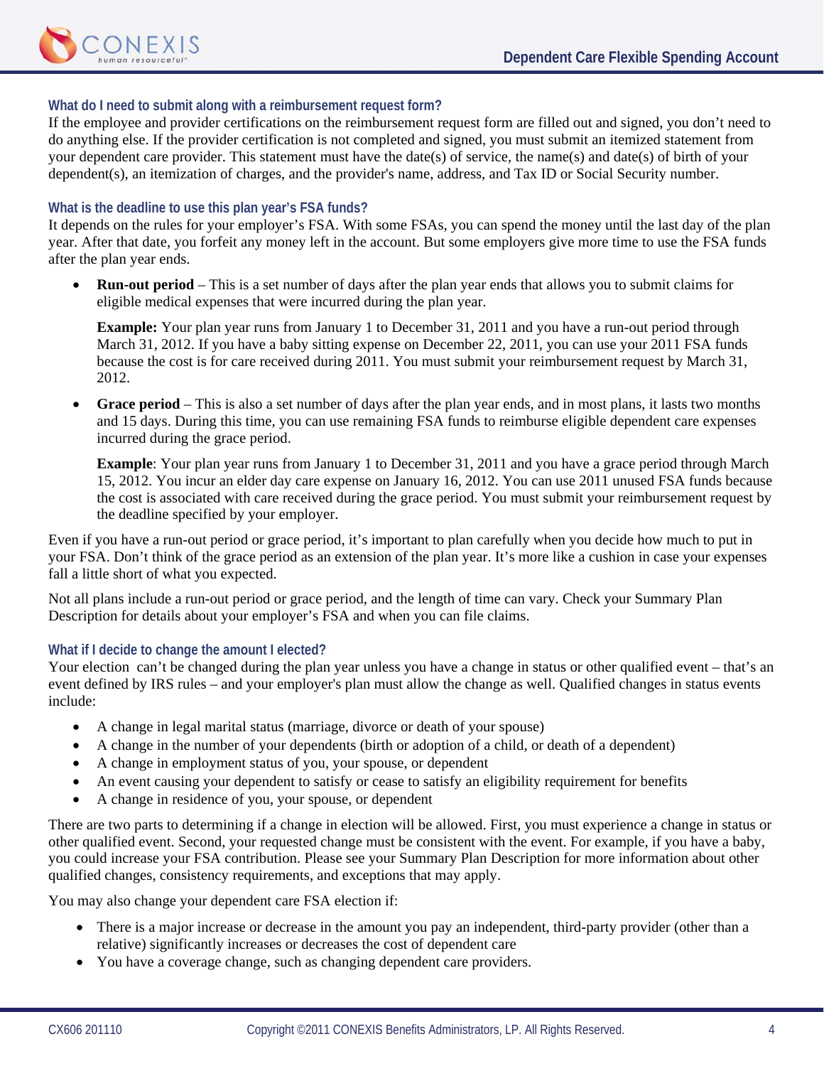### What do I need to submit along with a reimbursement request form?

If the employee and provider certifications on the reimbursement request form are filled out and signed, you don't need to do anything else. If the provider certification is not completed and signed, you must submit an itemized statement from your dependent care provider. This statement must have the date(s) of service, the name(s) and date(s) of birth of your dependent(s), an itemization of charges, and the provider's name, address, and Tax ID or Social Security number.

### What is the deadline to use this plan year's FSA funds?

It depends on the rules for your employer's FSA. With some FSAs, you can spend the money until the last day of the plan year. After that date, you forfeit any money left in the account. But some employers give more time to use the FSA funds after the plan year ends.

- **Run-out period** – This is a set number of days after the plan year ends that allows you to submit claims for eligible medical expenses that were incurred during the plan year.

  **Example:** Your plan year runs from January 1 to December 31, 2011 and you have a run-out period through March 31, 2012. If you have a baby sitting expense on December 22, 2011, you can use your 2011 FSA funds because the cost is for care received during 2011. You must submit your reimbursement request by March 31, 2012.

- **Grace period** – This is also a set number of days after the plan year ends, and in most plans, it lasts two months and 15 days. During this time, you can use remaining FSA funds to reimburse eligible dependent care expenses incurred during the grace period.

  **Example**: Your plan year runs from January 1 to December 31, 2011 and you have a grace period through March 15, 2012. You incur an elder day care expense on January 16, 2012. You can use 2011 unused FSA funds because the cost is associated with care received during the grace period. You must submit your reimbursement request by the deadline specified by your employer.

Even if you have a run-out period or grace period, it's important to plan carefully when you decide how much to put in your FSA. Don't think of the grace period as an extension of the plan year. It's more like a cushion in case your expenses fall a little short of what you expected.

Not all plans include a run-out period or grace period, and the length of time can vary. Check your Summary Plan Description for details about your employer's FSA and when you can file claims.

### What if I decide to change the amount I elected?

Your election can't be changed during the plan year unless you have a change in status or other qualified event – that's an event defined by IRS rules – and your employer's plan must allow the change as well. Qualified changes in status events include:

- A change in legal marital status (marriage, divorce or death of your spouse)
- A change in the number of your dependents (birth or adoption of a child, or death of a dependent)
- A change in employment status of you, your spouse, or dependent
- An event causing your dependent to satisfy or cease to satisfy an eligibility requirement for benefits
- A change in residence of you, your spouse, or dependent

There are two parts to determining if a change in election will be allowed. First, you must experience a change in status or other qualified event. Second, your requested change must be consistent with the event. For example, if you have a baby, you could increase your FSA contribution. Please see your Summary Plan Description for more information about other qualified changes, consistency requirements, and exceptions that may apply.

You may also change your dependent care FSA election if:

- There is a major increase or decrease in the amount you pay an independent, third-party provider (other than a relative) significantly increases or decreases the cost of dependent care
- You have a coverage change, such as changing dependent care providers.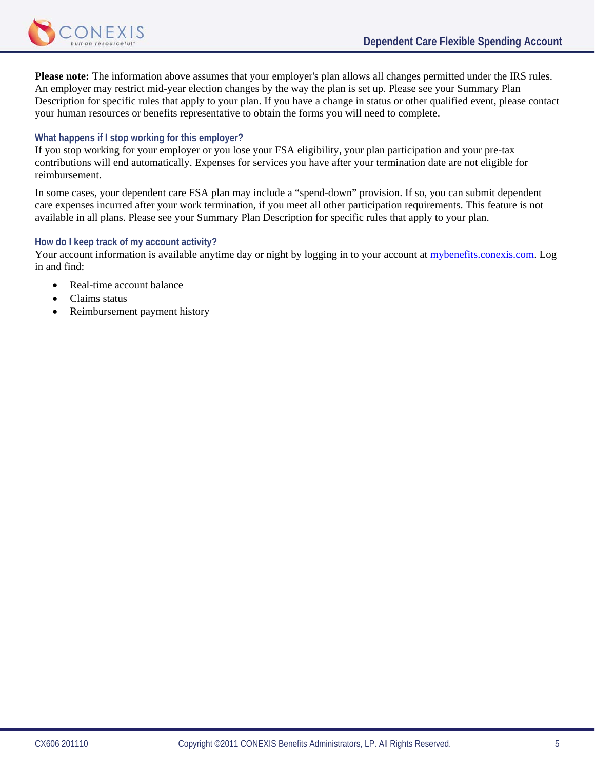**Please note:** The information above assumes that your employer's plan allows all changes permitted under the IRS rules. An employer may restrict mid-year election changes by the way the plan is set up. Please see your Summary Plan Description for specific rules that apply to your plan. If you have a change in status or other qualified event, please contact your human resources or benefits representative to obtain the forms you will need to complete.

### What happens if I stop working for this employer?

If you stop working for your employer or you lose your FSA eligibility, your plan participation and your pre-tax contributions will end automatically. Expenses for services you have after your termination date are not eligible for reimbursement.

In some cases, your dependent care FSA plan may include a "spend-down" provision. If so, you can submit dependent care expenses incurred after your work termination, if you meet all other participation requirements. This feature is not available in all plans. Please see your Summary Plan Description for specific rules that apply to your plan.

### How do I keep track of my account activity?

Your account information is available anytime day or night by logging in to your account at [mybenefits.conexis.com](mybenefits.conexis.com). Log in and find:

- Real-time account balance
- Claims status
- Reimbursement payment history